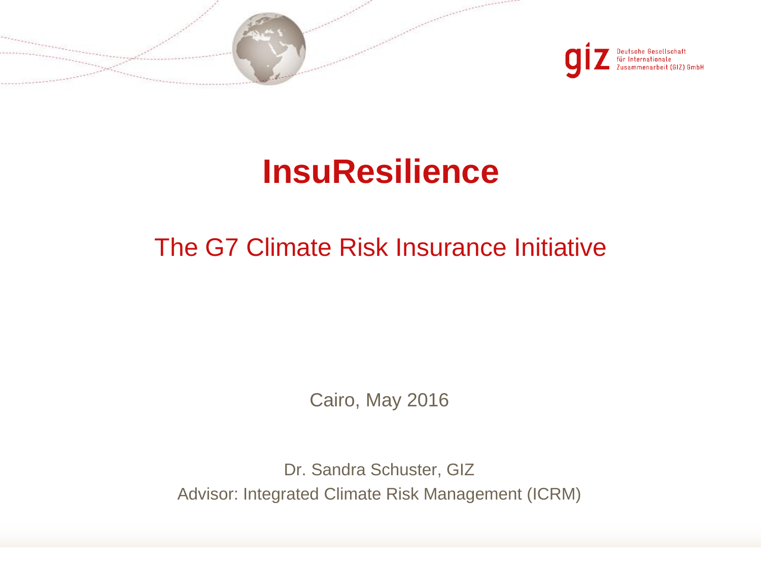Deutsche Gesellschaft für Internationale Zusammenarbeit (GIZ) GmbH

# InsuResilience

## The G7 Climate Risk Insurance Initiative

Cairo, May 2016

Dr. Sandra Schuster, GIZ

Advisor: Integrated Climate Risk Management (ICRM)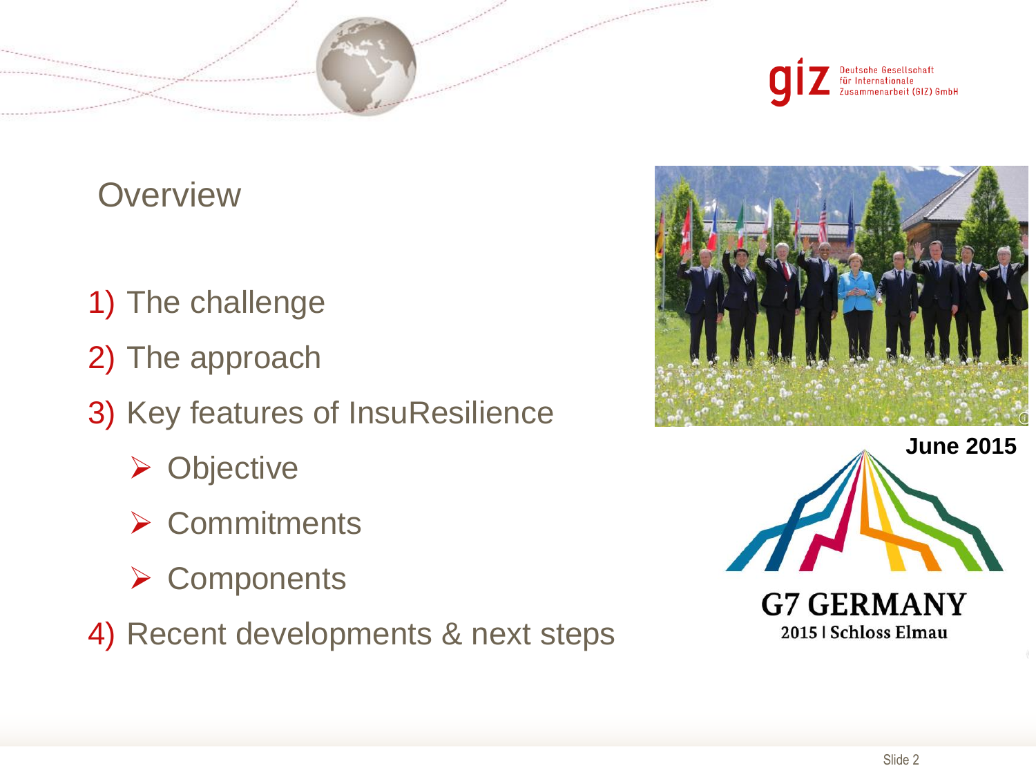# Overview

1) The challenge
2) The approach
3) Key features of InsuResilience
   - Objective
   - Commitments
   - Components
4) Recent developments & next steps

**June 2015**

G7 GERMANY
2015 | Schloss Elmau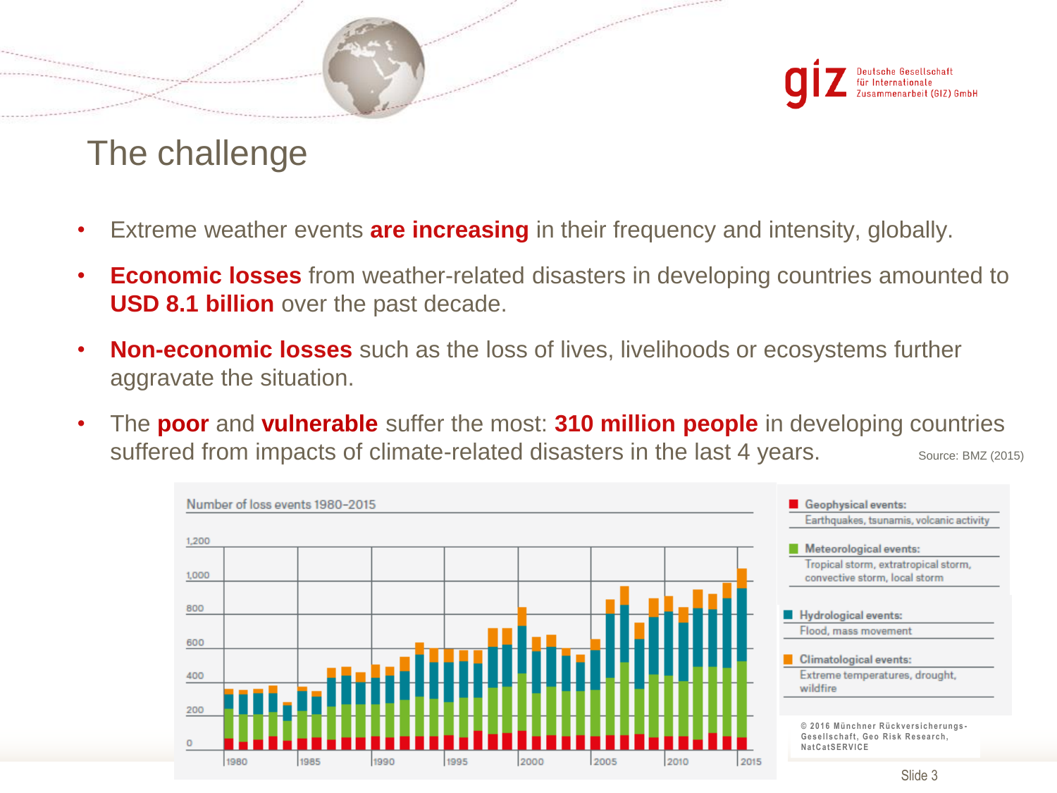# The challenge

- Extreme weather events **are increasing** in their frequency and intensity, globally.
- **Economic losses** from weather-related disasters in developing countries amounted to **USD 8.1 billion** over the past decade.
- **Non-economic losses** such as the loss of lives, livelihoods or ecosystems further aggravate the situation.
- The **poor** and **vulnerable** suffer the most: **310 million people** in developing countries suffered from impacts of climate-related disasters in the last 4 years.

Source: BMZ (2015)

Number of loss events 1980–2015

- **Geophysical events:** Earthquakes, tsunamis, volcanic activity
- **Meteorological events:** Tropical storm, extratropical storm, convective storm, local storm
- **Hydrological events:** Flood, mass movement
- **Climatological events:** Extreme temperatures, drought, wildfire

© 2016 Münchner Rückversicherungs-Gesellschaft, Geo Risk Research, NatCatSERVICE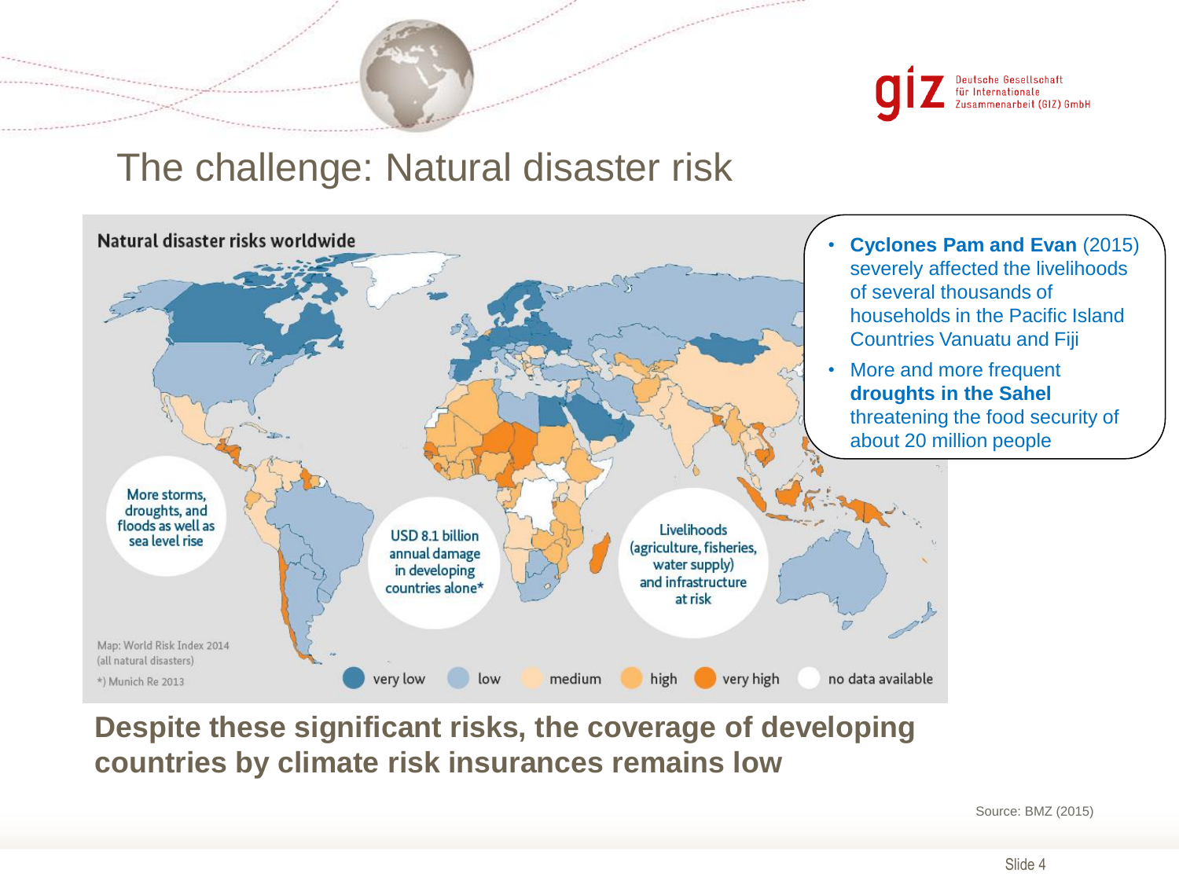# The challenge: Natural disaster risk

**Natural disaster risks worldwide**

More storms, droughts, and floods as well as sea level rise

USD 8.1 billion annual damage in developing countries alone*

Livelihoods (agriculture, fisheries, water supply) and infrastructure at risk

Map: World Risk Index 2014 (all natural disasters)

*) Munich Re 2013

very low | low | medium | high | very high | no data available

- **Cyclones Pam and Evan** (2015) severely affected the livelihoods of several thousands of households in the Pacific Island Countries Vanuatu and Fiji
- More and more frequent **droughts in the Sahel** threatening the food security of about 20 million people

**Despite these significant risks, the coverage of developing countries by climate risk insurances remains low**

Source: BMZ (2015)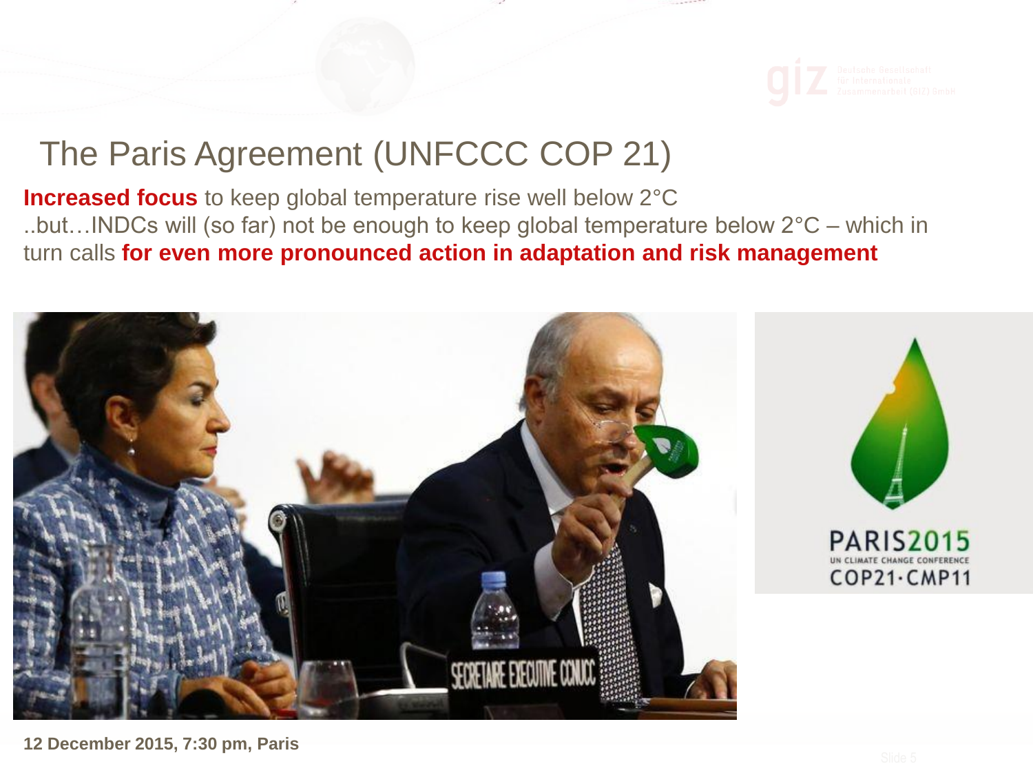# The Paris Agreement (UNFCCC COP 21)

**Increased focus** to keep global temperature rise well below 2°C
..but…INDCs will (so far) not be enough to keep global temperature below 2°C – which in turn calls **for even more pronounced action in adaptation and risk management**

**12 December 2015, 7:30 pm, Paris**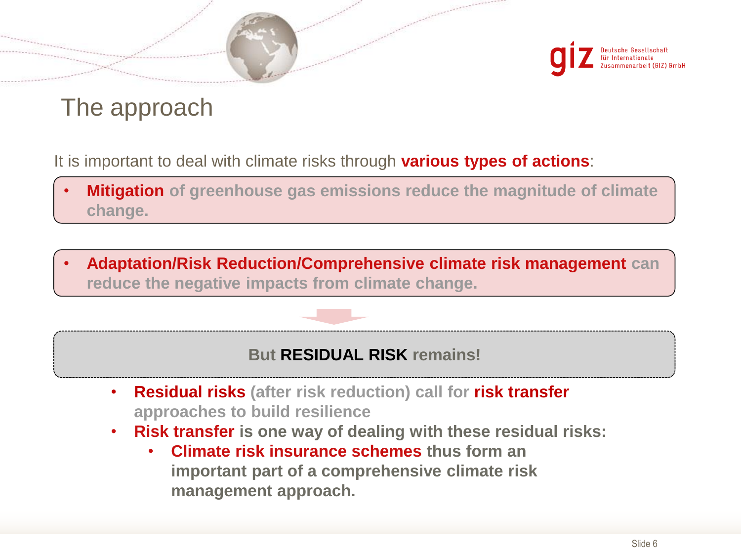# The approach

It is important to deal with climate risks through **various types of actions**:

- **Mitigation of greenhouse gas emissions reduce the magnitude of climate change.**

- **Adaptation/Risk Reduction/Comprehensive climate risk management can reduce the negative impacts from climate change.**

**But RESIDUAL RISK remains!**

- **Residual risks (after risk reduction) call for risk transfer approaches to build resilience**
- **Risk transfer is one way of dealing with these residual risks:**
  - **Climate risk insurance schemes thus form an important part of a comprehensive climate risk management approach.**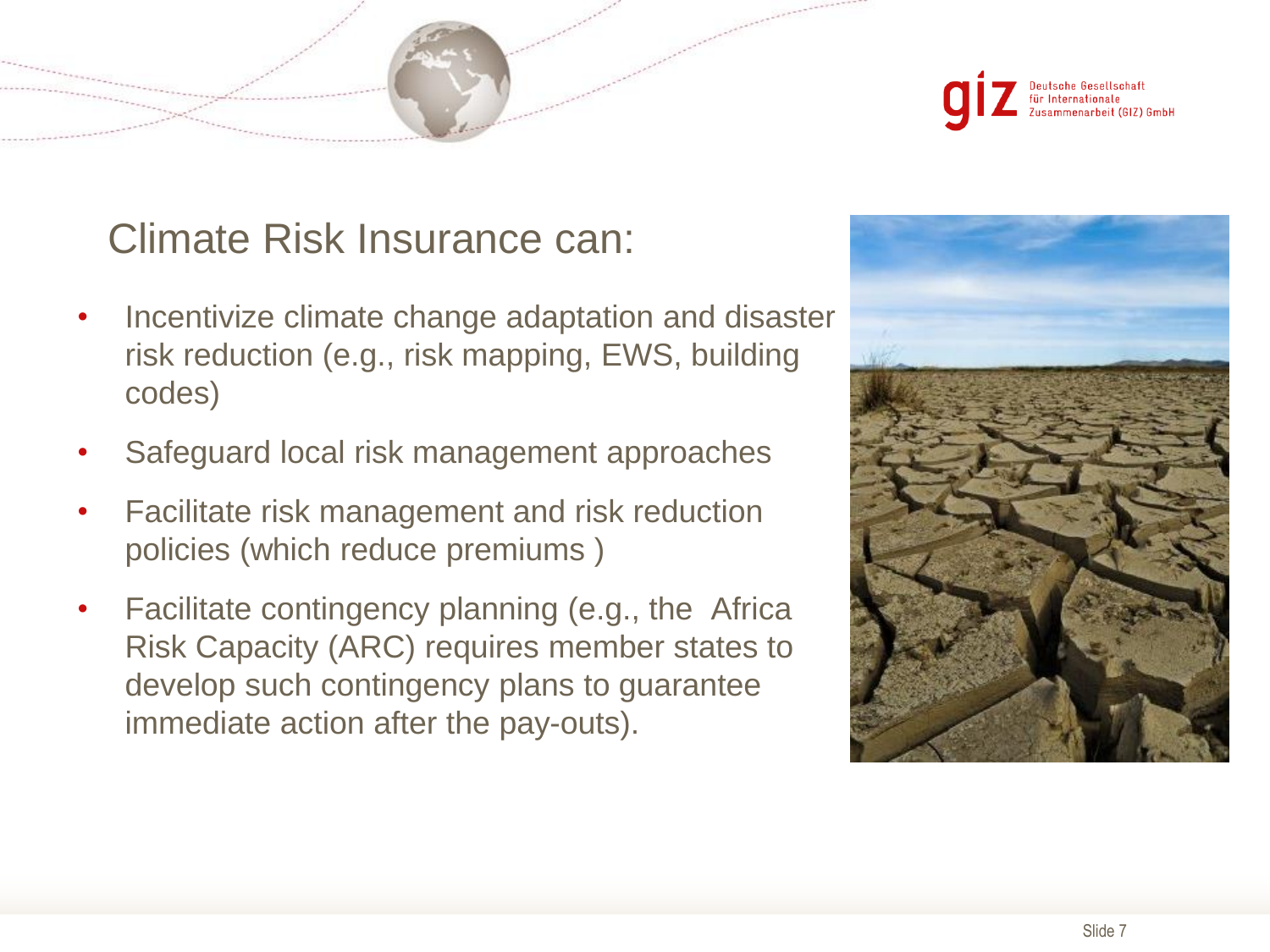# Climate Risk Insurance can:

- Incentivize climate change adaptation and disaster risk reduction (e.g., risk mapping, EWS, building codes)
- Safeguard local risk management approaches
- Facilitate risk management and risk reduction policies (which reduce premiums )
- Facilitate contingency planning (e.g., the Africa Risk Capacity (ARC) requires member states to develop such contingency plans to guarantee immediate action after the pay-outs).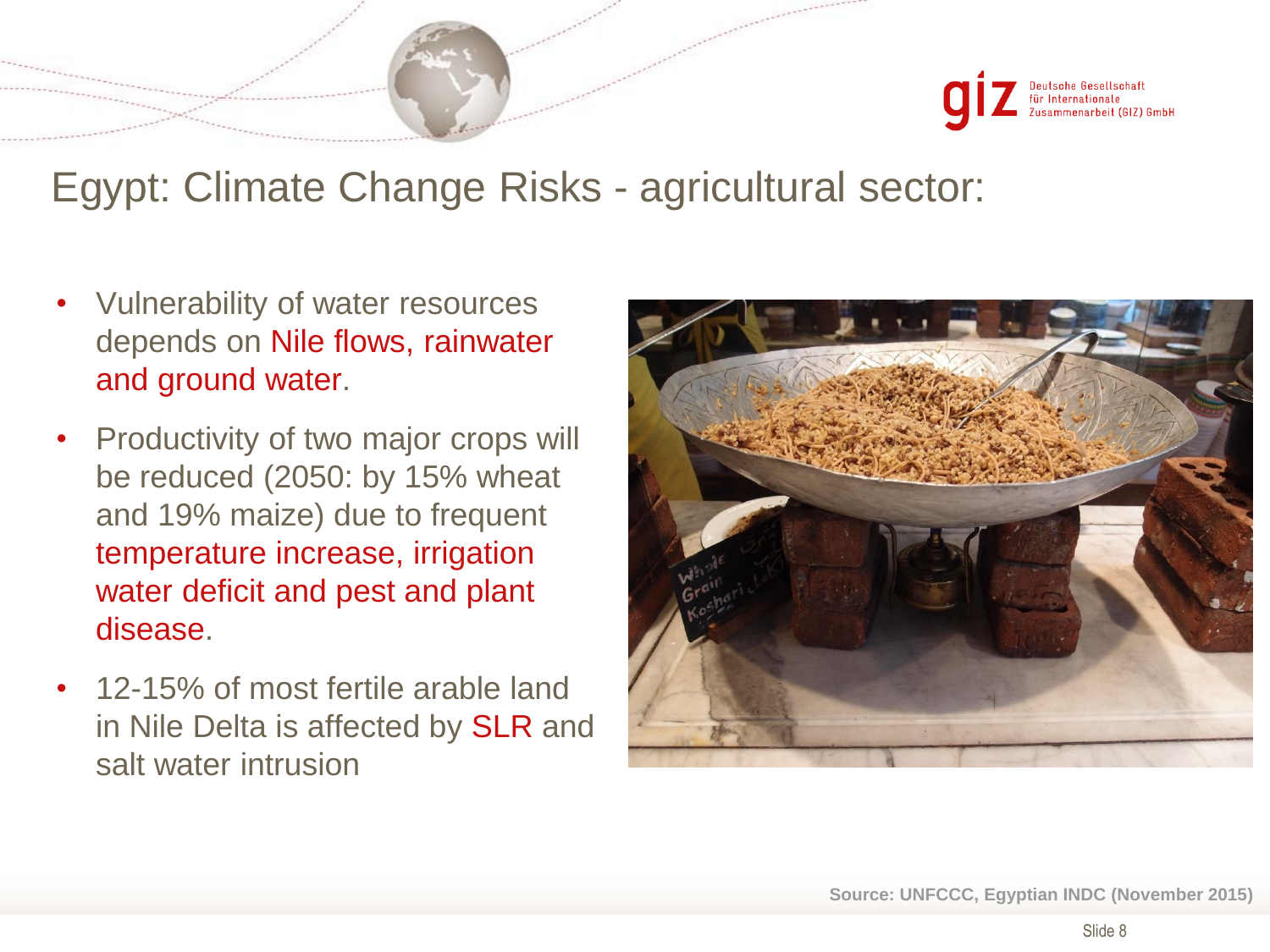# Egypt: Climate Change Risks - agricultural sector:

- Vulnerability of water resources depends on Nile flows, rainwater and ground water.
- Productivity of two major crops will be reduced (2050: by 15% wheat and 19% maize) due to frequent temperature increase, irrigation water deficit and pest and plant disease.
- 12-15% of most fertile arable land in Nile Delta is affected by SLR and salt water intrusion

**Source: UNFCCC, Egyptian INDC (November 2015)**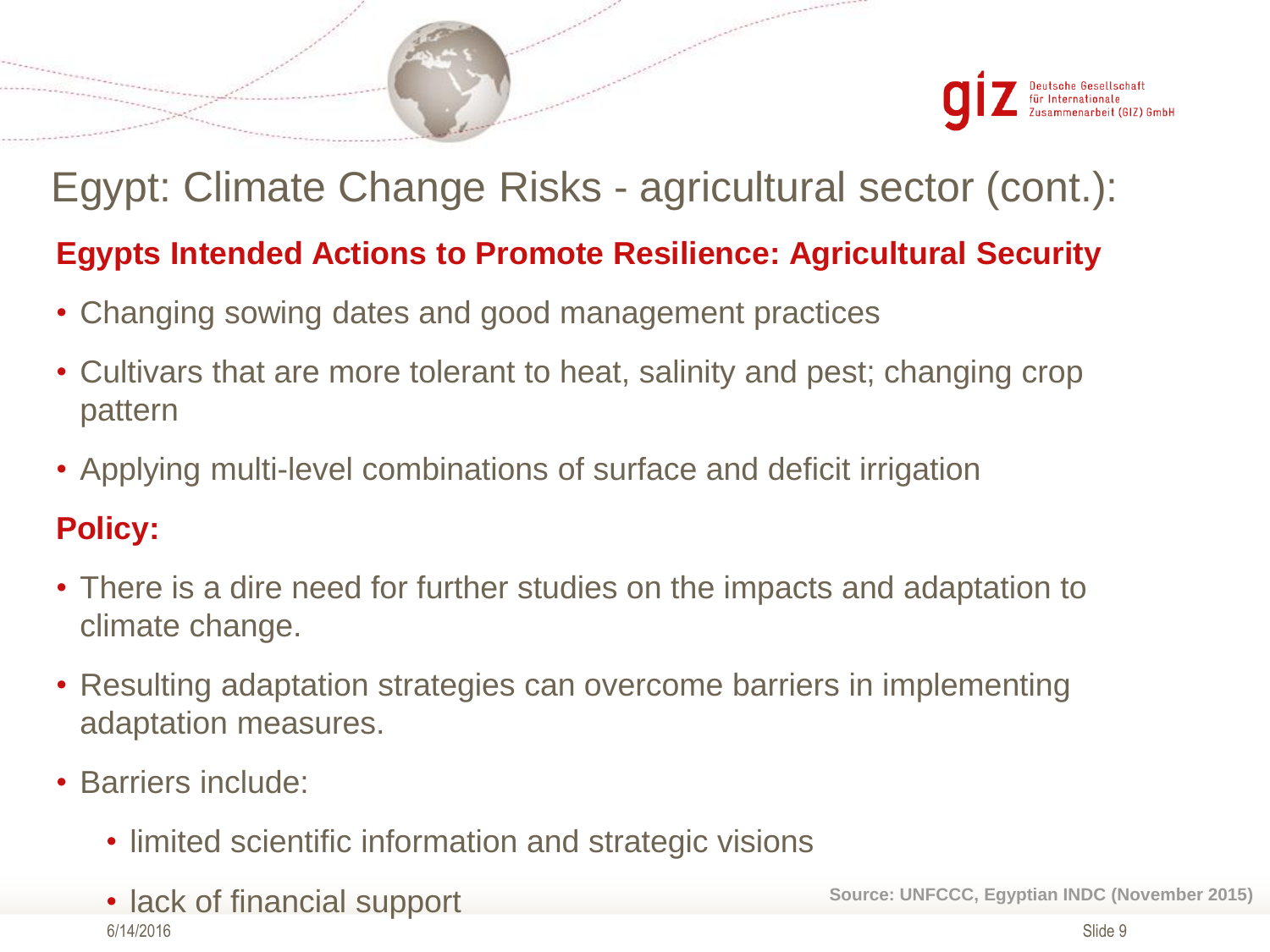# Egypt: Climate Change Risks - agricultural sector (cont.):

## Egypts Intended Actions to Promote Resilience: Agricultural Security

- Changing sowing dates and good management practices
- Cultivars that are more tolerant to heat, salinity and pest; changing crop pattern
- Applying multi-level combinations of surface and deficit irrigation

## Policy:

- There is a dire need for further studies on the impacts and adaptation to climate change.
- Resulting adaptation strategies can overcome barriers in implementing adaptation measures.
- Barriers include:
  - limited scientific information and strategic visions
  - lack of financial support

**Source: UNFCCC, Egyptian INDC (November 2015)**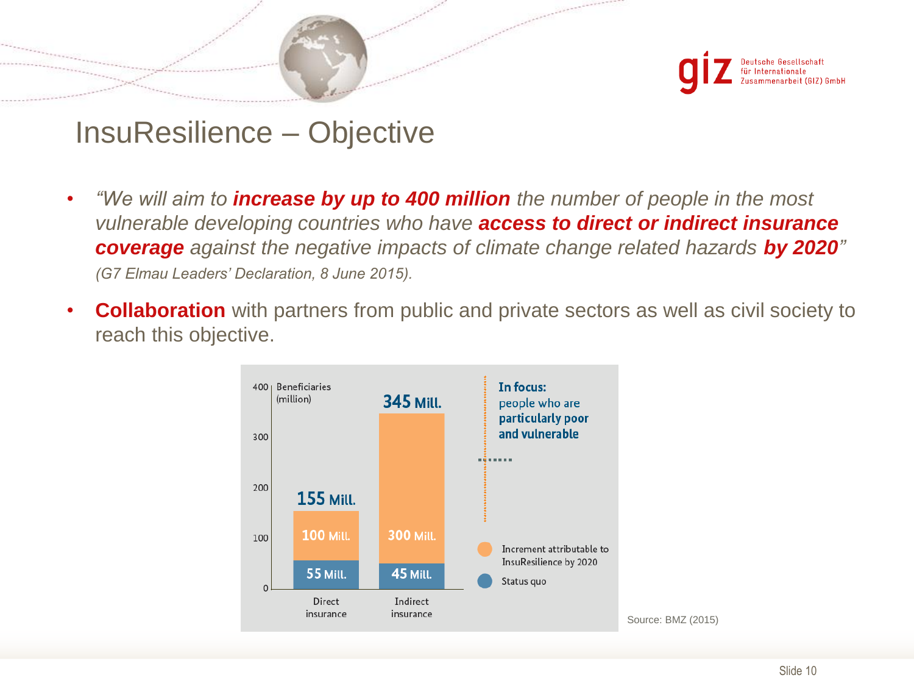# InsuResilience – Objective

- *"We will aim to **increase by up to 400 million** the number of people in the most vulnerable developing countries who have **access to direct or indirect insurance coverage** against the negative impacts of climate change related hazards **by 2020**"*
  *(G7 Elmau Leaders' Declaration, 8 June 2015).*
- **Collaboration** with partners from public and private sectors as well as civil society to reach this objective.

Beneficiaries (million)

| | Direct insurance | Indirect insurance |
|---|---|---|
| Increment attributable to InsuResilience by 2020 | 100 Mill. | 300 Mill. |
| Status quo | 55 Mill. | 45 Mill. |
| Total | 155 Mill. | 345 Mill. |

In focus: people who are particularly poor and vulnerable

Source: BMZ (2015)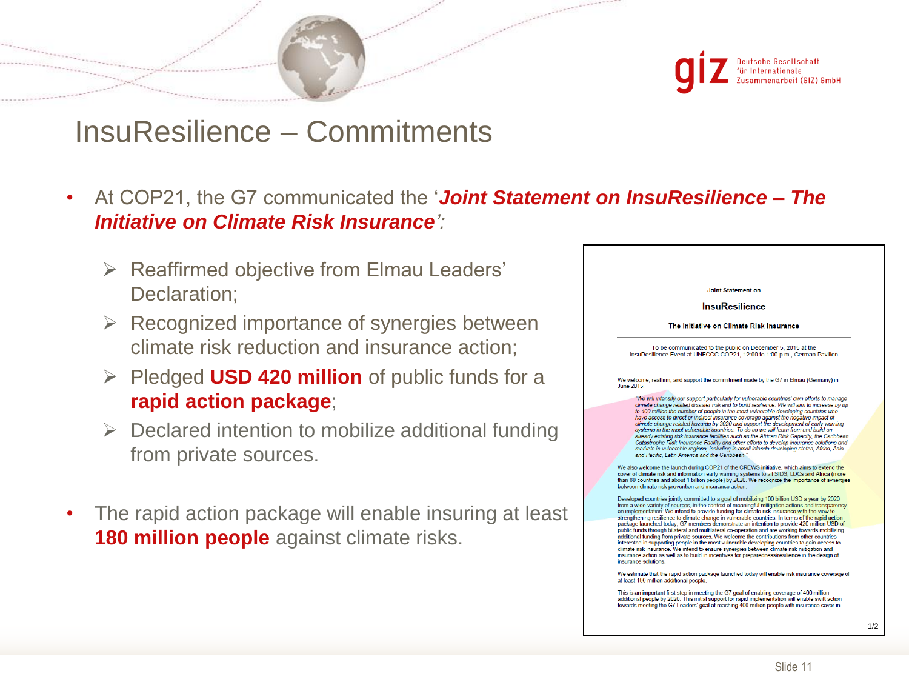# InsuResilience – Commitments

- At COP21, the G7 communicated the '***Joint Statement on InsuResilience – The Initiative on Climate Risk Insurance***':
  - Reaffirmed objective from Elmau Leaders' Declaration;
  - Recognized importance of synergies between climate risk reduction and insurance action;
  - Pledged **USD 420 million** of public funds for a **rapid action package**;
  - Declared intention to mobilize additional funding from private sources.
- The rapid action package will enable insuring at least **180 million people** against climate risks.

Joint Statement on

**InsuResilience**

**The Initiative on Climate Risk Insurance**

To be communicated to the public on December 5, 2015 at the InsuResilience Event at UNFCCC COP21, 12:00 to 1:00 p.m., German Pavilion

We welcome, reaffirm, and support the commitment made by the G7 in Elmau (Germany) in June 2015:

*"We will intensify our support particularly for vulnerable countries' own efforts to manage climate change related disaster risk and to build resilience. We will aim to increase by up to 400 million the number of people in the most vulnerable developing countries who have access to direct or indirect insurance coverage against the negative impact of climate change related hazards by 2020 and support the development of early warning systems in the most vulnerable countries. To do so we will learn from and build on already existing risk insurance facilities such as the African Risk Capacity, the Caribbean Catastrophe Risk Insurance Facility and other efforts to develop insurance solutions and markets in vulnerable regions, including in small islands developing states, Africa, Asia and Pacific, Latin America and the Caribbean."*

We also welcome the launch during COP21 of the CREWS initiative, which aims to extend the cover of climate risk and information early warning systems to all SIDS, LDCs and Africa (more than 80 countries and about 1 billion people) by 2020. We recognize the importance of synergies between climate risk prevention and insurance action.

Developed countries jointly committed to a goal of mobilizing 100 billion USD a year by 2020 from a wide variety of sources, in the context of meaningful mitigation actions and transparency on implementation. We intend to provide funding for climate risk insurance with the view to strengthening resilience to climate change in vulnerable countries. In terms of the rapid action package launched today, G7 members demonstrate an intention to provide 420 million USD of public funds through bilateral and multilateral co-operation and are working towards mobilizing additional funding from private sources. We welcome the contributions from other countries interested in supporting people in the most vulnerable developing countries to gain access to climate risk insurance. We intend to ensure synergies between climate risk mitigation and insurance action as well as to build in incentives for preparedness/resilience in the design of insurance solutions.

We estimate that the rapid action package launched today will enable risk insurance coverage of at least 180 million additional people.

This is an important first step in meeting the G7 goal of enabling coverage of 400 million additional people by 2020. This initial support for rapid implementation will enable swift action towards meeting the G7 Leaders' goal of reaching 400 million people with insurance cover in

1/2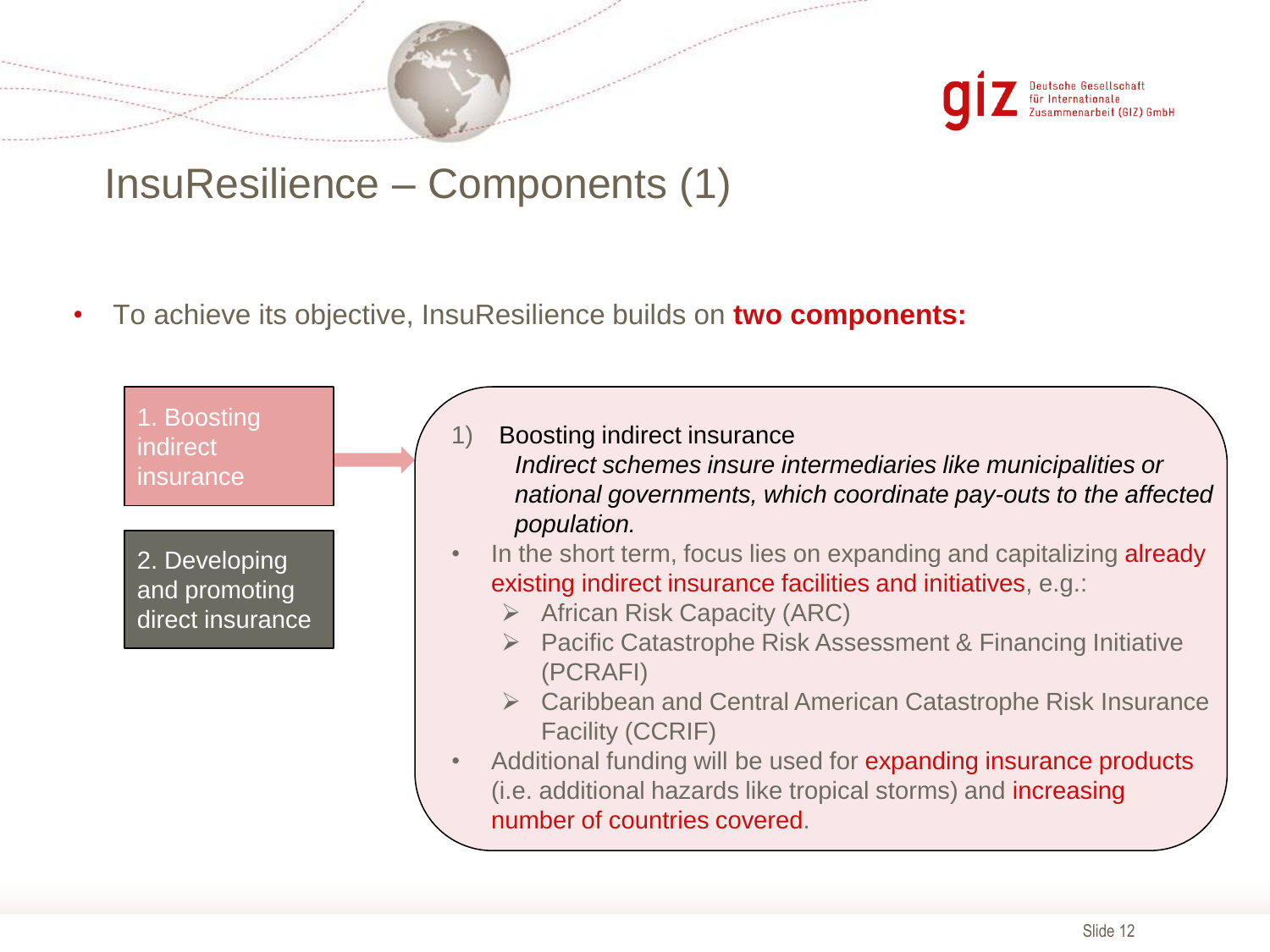# InsuResilience – Components (1)

- To achieve its objective, InsuResilience builds on **two components:**

1. Boosting indirect insurance

2. Developing and promoting direct insurance

1) Boosting indirect insurance

   *Indirect schemes insure intermediaries like municipalities or national governments, which coordinate pay-outs to the affected population.*

- In the short term, focus lies on expanding and capitalizing already existing indirect insurance facilities and initiatives, e.g.:
  - African Risk Capacity (ARC)
  - Pacific Catastrophe Risk Assessment & Financing Initiative (PCRAFI)
  - Caribbean and Central American Catastrophe Risk Insurance Facility (CCRIF)
- Additional funding will be used for expanding insurance products (i.e. additional hazards like tropical storms) and increasing number of countries covered.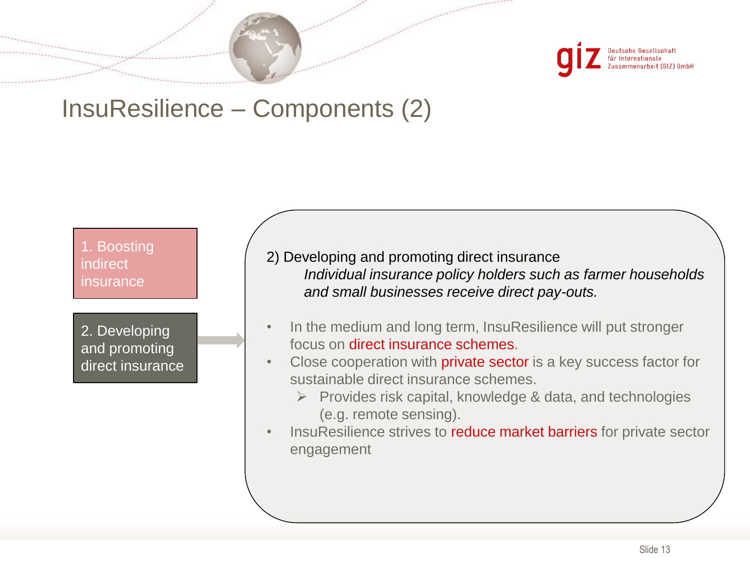# InsuResilience – Components (2)

1. Boosting indirect insurance

2. Developing and promoting direct insurance

2) Developing and promoting direct insurance

*Individual insurance policy holders such as farmer households and small businesses receive direct pay-outs.*

- In the medium and long term, InsuResilience will put stronger focus on direct insurance schemes.
- Close cooperation with private sector is a key success factor for sustainable direct insurance schemes.
  - Provides risk capital, knowledge & data, and technologies (e.g. remote sensing).
- InsuResilience strives to reduce market barriers for private sector engagement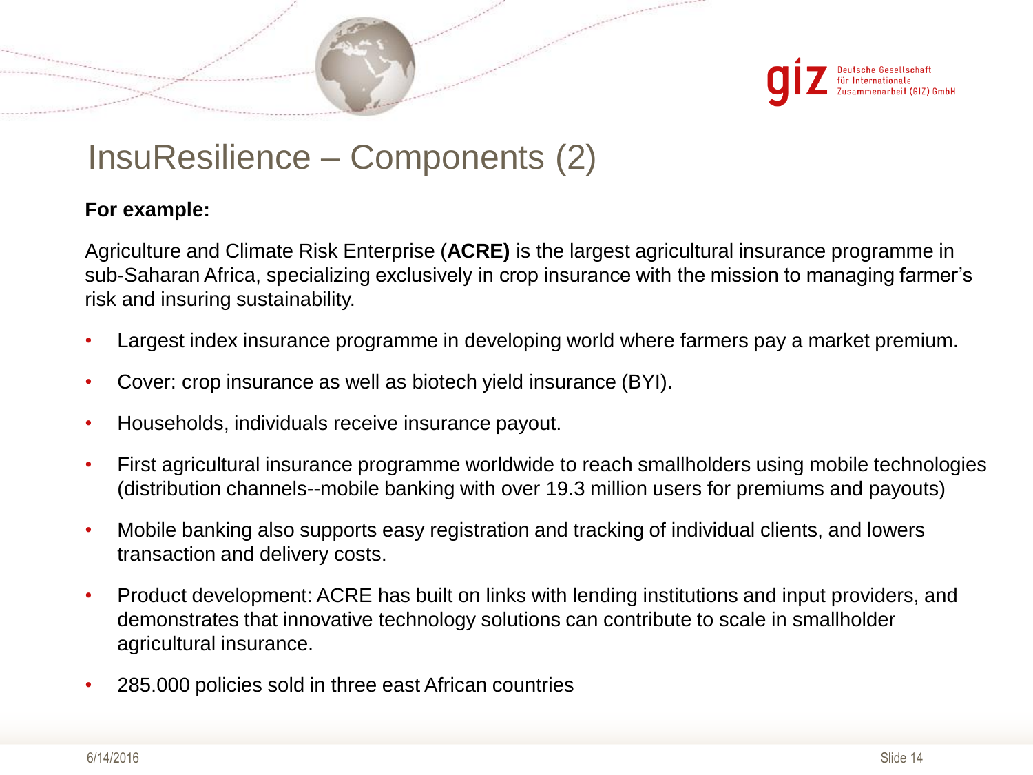# InsuResilience – Components (2)

**For example:**

Agriculture and Climate Risk Enterprise (**ACRE)** is the largest agricultural insurance programme in sub-Saharan Africa, specializing exclusively in crop insurance with the mission to managing farmer's risk and insuring sustainability.

- Largest index insurance programme in developing world where farmers pay a market premium.
- Cover: crop insurance as well as biotech yield insurance (BYI).
- Households, individuals receive insurance payout.
- First agricultural insurance programme worldwide to reach smallholders using mobile technologies (distribution channels--mobile banking with over 19.3 million users for premiums and payouts)
- Mobile banking also supports easy registration and tracking of individual clients, and lowers transaction and delivery costs.
- Product development: ACRE has built on links with lending institutions and input providers, and demonstrates that innovative technology solutions can contribute to scale in smallholder agricultural insurance.
- 285.000 policies sold in three east African countries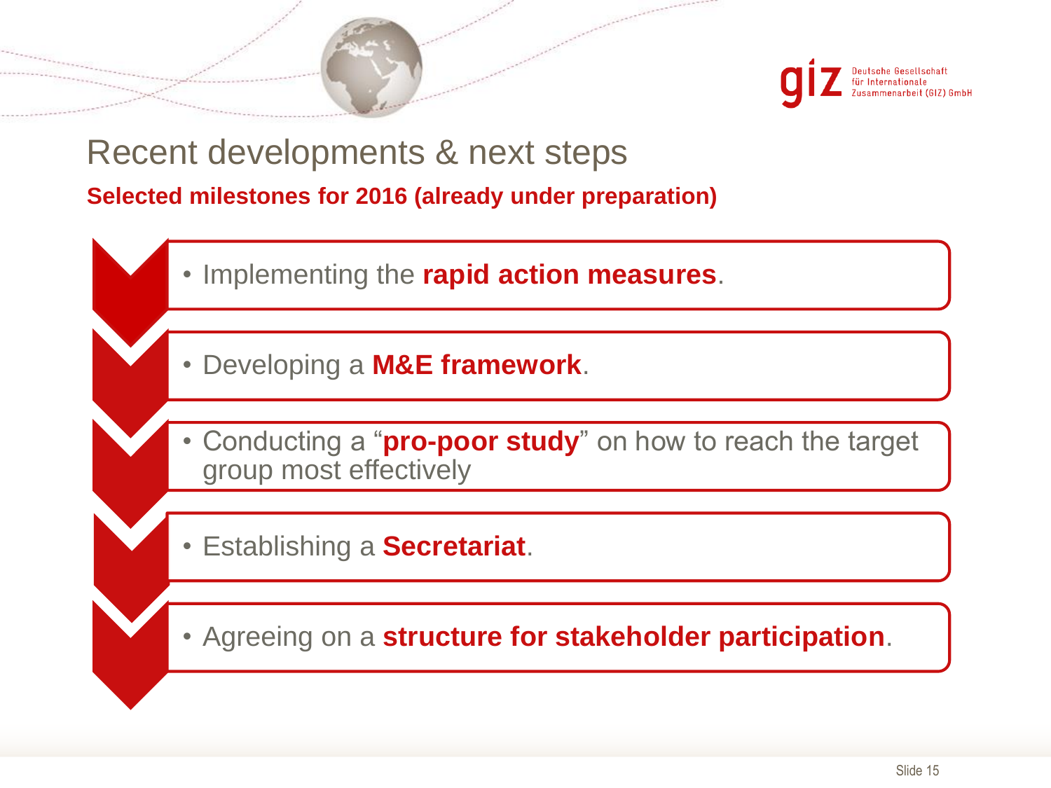# Recent developments & next steps

**Selected milestones for 2016 (already under preparation)**

- Implementing the **rapid action measures**.
- Developing a **M&E framework**.
- Conducting a "**pro-poor study**" on how to reach the target group most effectively
- Establishing a **Secretariat**.
- Agreeing on a **structure for stakeholder participation**.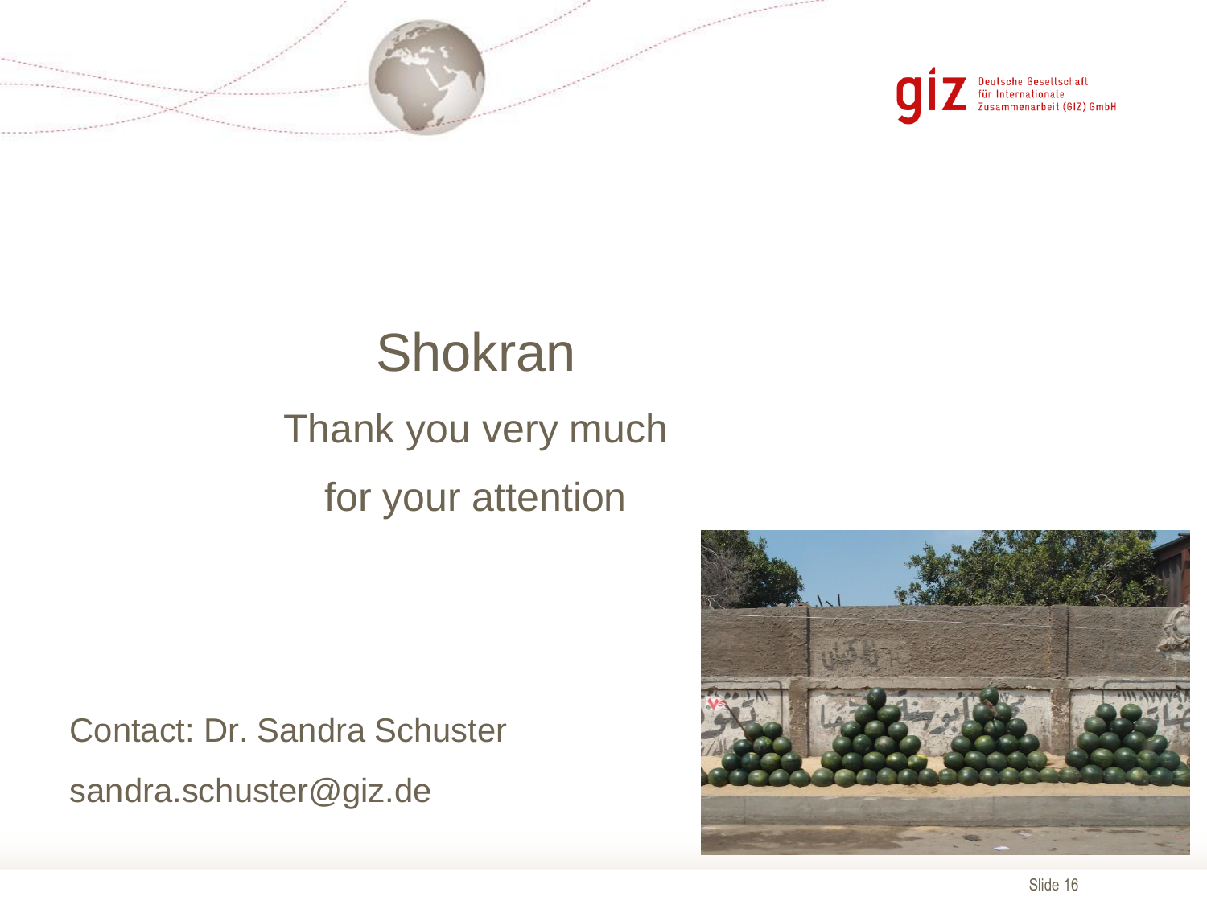# Shokran

Thank you very much

for your attention

Contact: Dr. Sandra Schuster

sandra.schuster@giz.de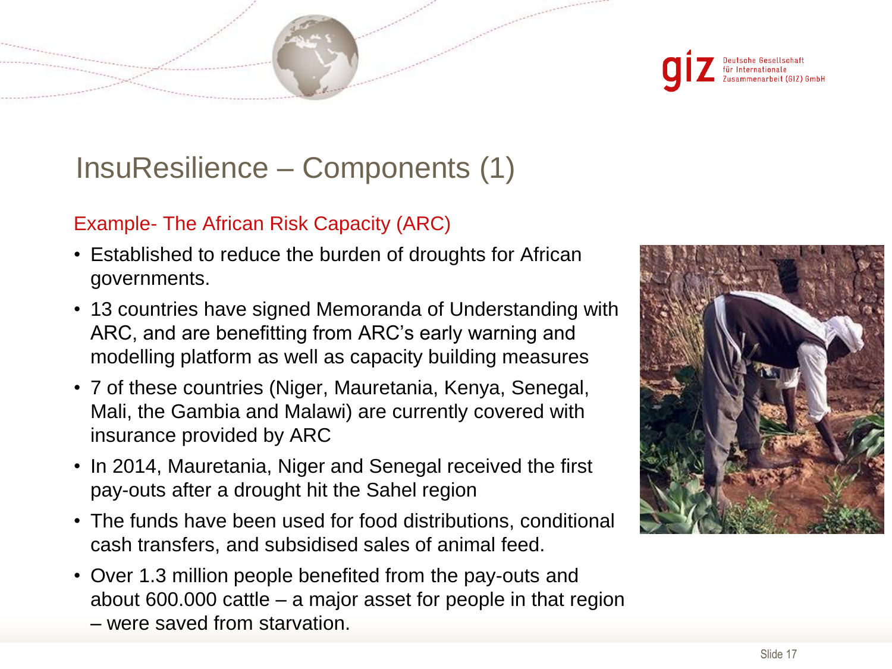# InsuResilience – Components (1)

## Example- The African Risk Capacity (ARC)

- Established to reduce the burden of droughts for African governments.
- 13 countries have signed Memoranda of Understanding with ARC, and are benefitting from ARC's early warning and modelling platform as well as capacity building measures
- 7 of these countries (Niger, Mauretania, Kenya, Senegal, Mali, the Gambia and Malawi) are currently covered with insurance provided by ARC
- In 2014, Mauretania, Niger and Senegal received the first pay-outs after a drought hit the Sahel region
- The funds have been used for food distributions, conditional cash transfers, and subsidised sales of animal feed.
- Over 1.3 million people benefited from the pay-outs and about 600.000 cattle – a major asset for people in that region – were saved from starvation.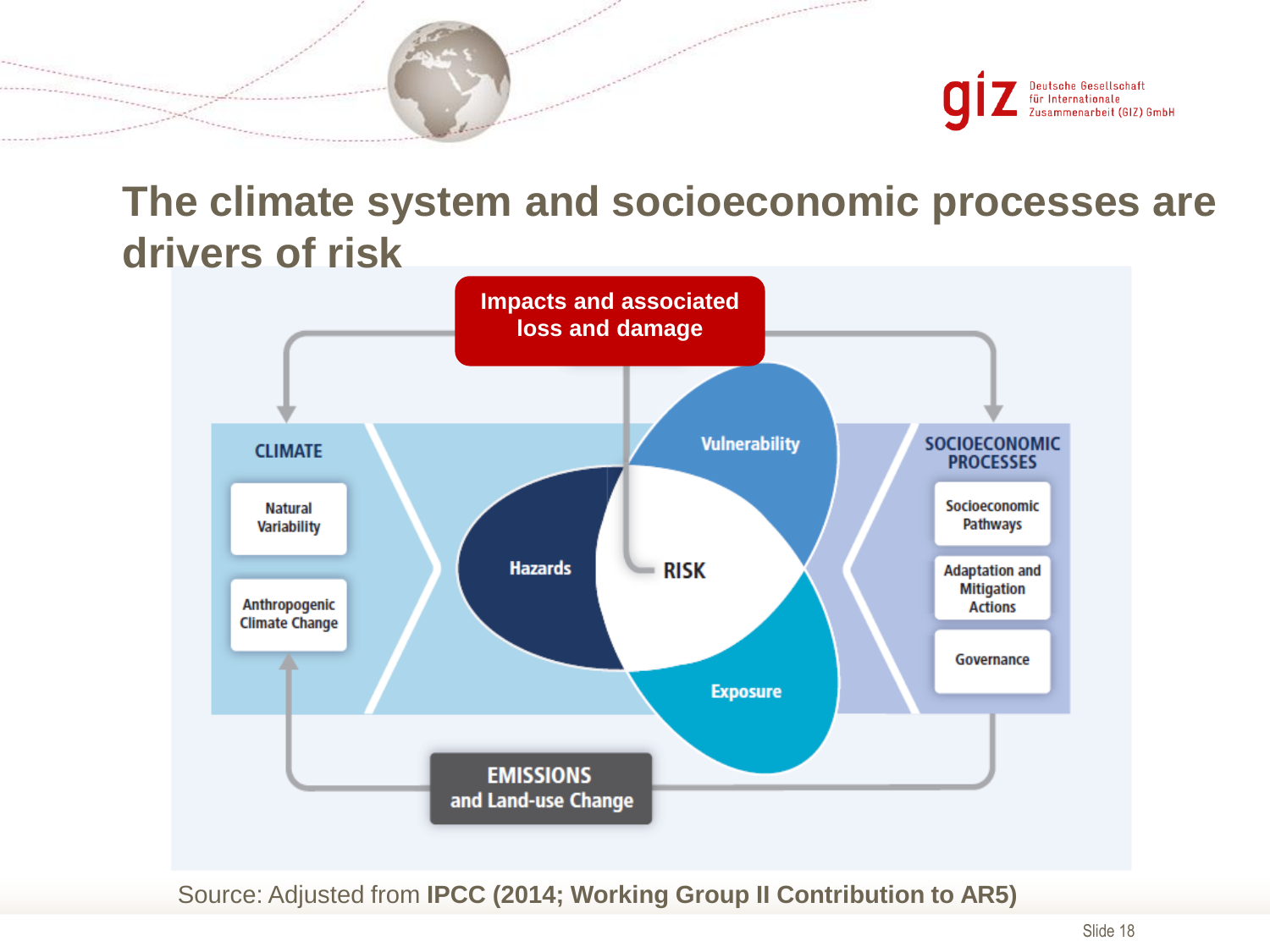# The climate system and socioeconomic processes are drivers of risk

Impacts and associated loss and damage

CLIMATE

Natural Variability

Anthropogenic Climate Change

Hazards

Vulnerability

RISK

Exposure

SOCIOECONOMIC PROCESSES

Socioeconomic Pathways

Adaptation and Mitigation Actions

Governance

EMISSIONS and Land-use Change

Source: Adjusted from **IPCC (2014; Working Group II Contribution to AR5)**